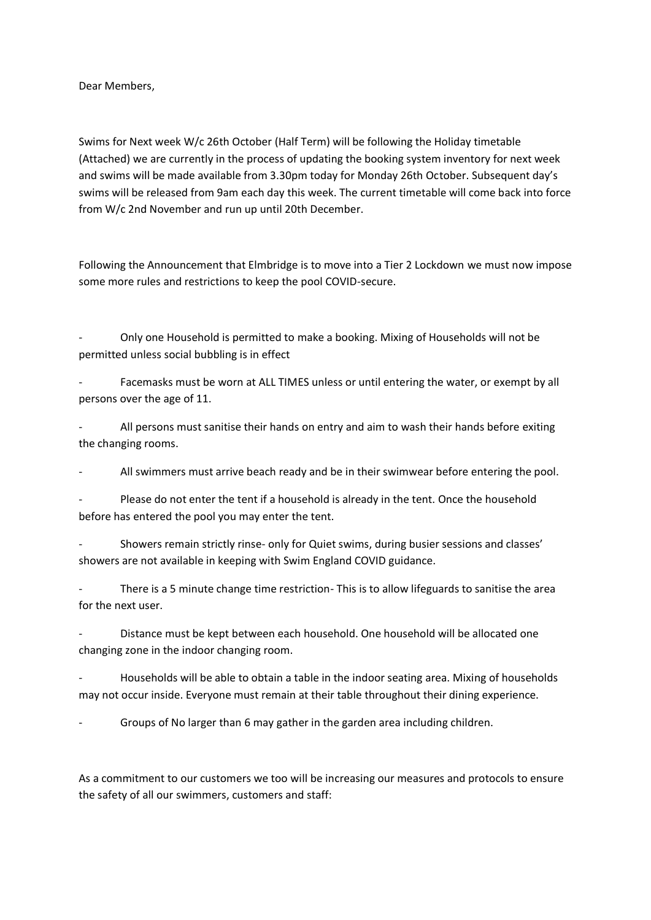Dear Members,

Swims for Next week W/c 26th October (Half Term) will be following the Holiday timetable (Attached) we are currently in the process of updating the booking system inventory for next week and swims will be made available from 3.30pm today for Monday 26th October. Subsequent day's swims will be released from 9am each day this week. The current timetable will come back into force from W/c 2nd November and run up until 20th December.

Following the Announcement that Elmbridge is to move into a Tier 2 Lockdown we must now impose some more rules and restrictions to keep the pool COVID-secure.

- Only one Household is permitted to make a booking. Mixing of Households will not be permitted unless social bubbling is in effect
- Facemasks must be worn at ALL TIMES unless or until entering the water, or exempt by all persons over the age of 11.
- All persons must sanitise their hands on entry and aim to wash their hands before exiting the changing rooms.
- All swimmers must arrive beach ready and be in their swimwear before entering the pool.
- Please do not enter the tent if a household is already in the tent. Once the household before has entered the pool you may enter the tent.
- Showers remain strictly rinse- only for Quiet swims, during busier sessions and classes' showers are not available in keeping with Swim England COVID guidance.
- There is a 5 minute change time restriction- This is to allow lifeguards to sanitise the area for the next user.
- Distance must be kept between each household. One household will be allocated one changing zone in the indoor changing room.
- Households will be able to obtain a table in the indoor seating area. Mixing of households may not occur inside. Everyone must remain at their table throughout their dining experience.
- Groups of No larger than 6 may gather in the garden area including children.

As a commitment to our customers we too will be increasing our measures and protocols to ensure the safety of all our swimmers, customers and staff: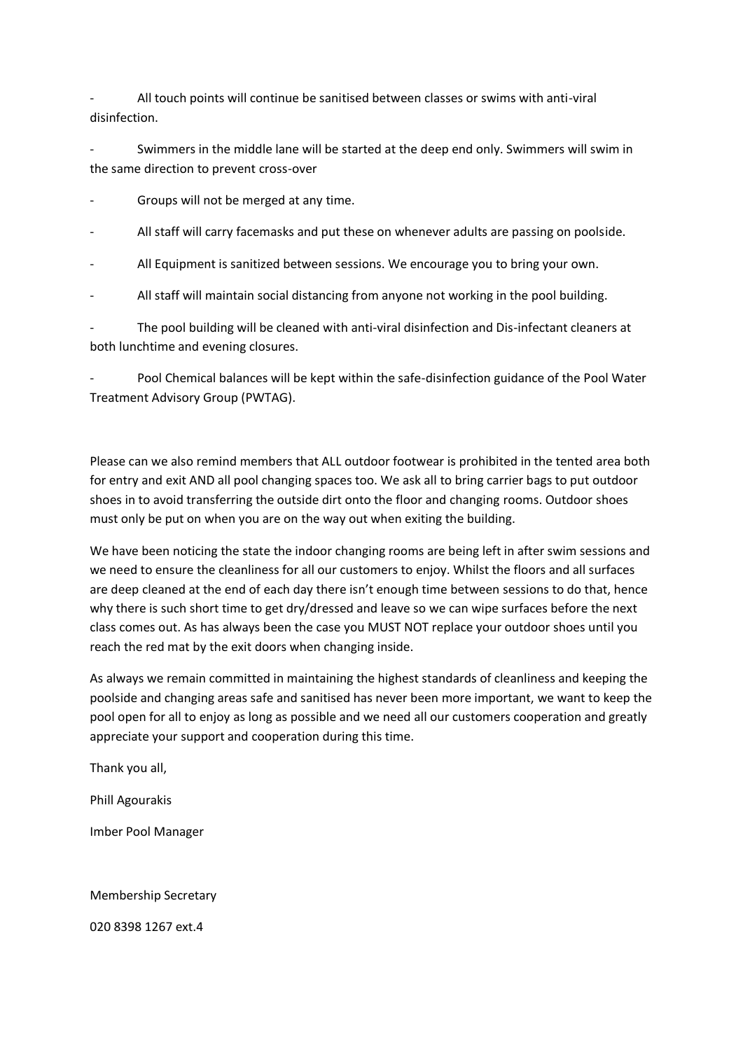- All touch points will continue be sanitised between classes or swims with anti-viral disinfection.
- Swimmers in the middle lane will be started at the deep end only. Swimmers will swim in the same direction to prevent cross-over
- Groups will not be merged at any time.
- All staff will carry facemasks and put these on whenever adults are passing on poolside.
- All Equipment is sanitized between sessions. We encourage you to bring your own.
- All staff will maintain social distancing from anyone not working in the pool building.
- The pool building will be cleaned with anti-viral disinfection and Dis-infectant cleaners at both lunchtime and evening closures.
- Pool Chemical balances will be kept within the safe-disinfection guidance of the Pool Water Treatment Advisory Group (PWTAG).

Please can we also remind members that ALL outdoor footwear is prohibited in the tented area both for entry and exit AND all pool changing spaces too. We ask all to bring carrier bags to put outdoor shoes in to avoid transferring the outside dirt onto the floor and changing rooms. Outdoor shoes must only be put on when you are on the way out when exiting the building.

We have been noticing the state the indoor changing rooms are being left in after swim sessions and we need to ensure the cleanliness for all our customers to enjoy. Whilst the floors and all surfaces are deep cleaned at the end of each day there isn't enough time between sessions to do that, hence why there is such short time to get dry/dressed and leave so we can wipe surfaces before the next class comes out. As has always been the case you MUST NOT replace your outdoor shoes until you reach the red mat by the exit doors when changing inside.

As always we remain committed in maintaining the highest standards of cleanliness and keeping the poolside and changing areas safe and sanitised has never been more important, we want to keep the pool open for all to enjoy as long as possible and we need all our customers cooperation and greatly appreciate your support and cooperation during this time.

Thank you all,

Phill Agourakis

Imber Pool Manager

Membership Secretary

020 8398 1267 ext.4